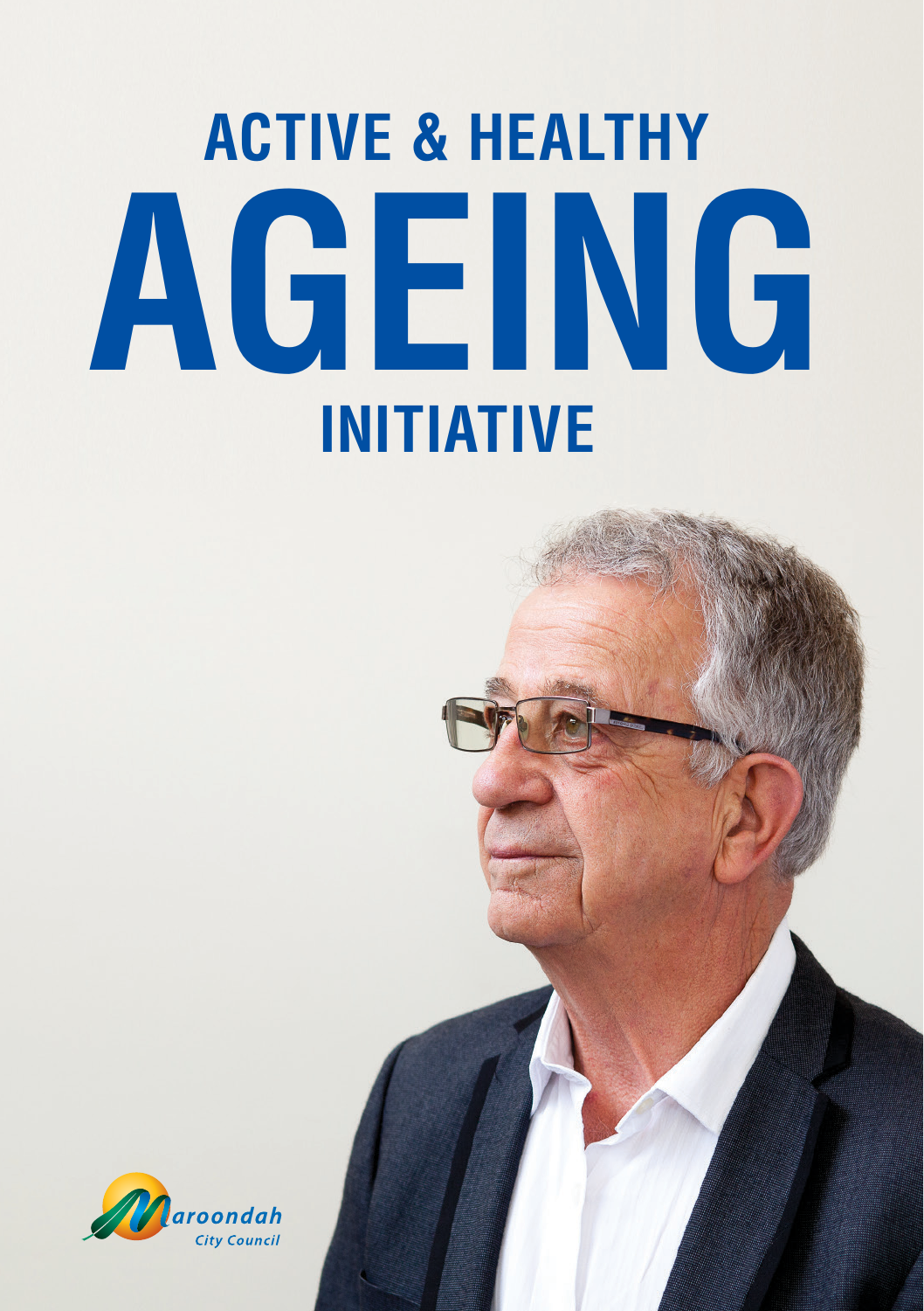# ACTIVE & HEALTHY AGEING INITIATIVE

Maroondah City Council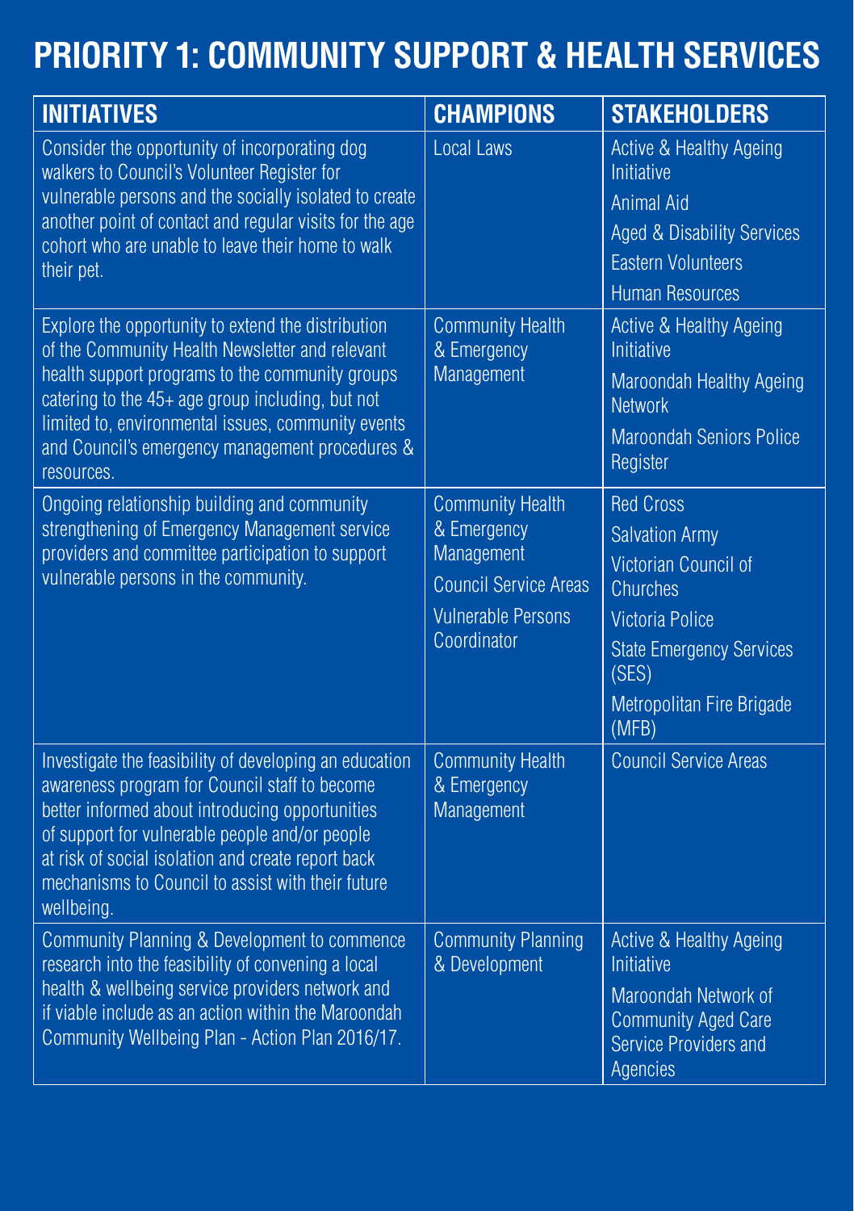# PRIORITY 1: COMMUNITY SUPPORT & HEALTH SERVICES

| INITIATIVES | CHAMPIONS | STAKEHOLDERS |
|---|---|---|
| Consider the opportunity of incorporating dog walkers to Council's Volunteer Register for vulnerable persons and the socially isolated to create another point of contact and regular visits for the age cohort who are unable to leave their home to walk their pet. | Local Laws | Active & Healthy Ageing Initiative<br>Animal Aid<br>Aged & Disability Services<br>Eastern Volunteers<br>Human Resources |
| Explore the opportunity to extend the distribution of the Community Health Newsletter and relevant health support programs to the community groups catering to the 45+ age group including, but not limited to, environmental issues, community events and Council's emergency management procedures & resources. | Community Health & Emergency Management | Active & Healthy Ageing Initiative<br>Maroondah Healthy Ageing Network<br>Maroondah Seniors Police Register |
| Ongoing relationship building and community strengthening of Emergency Management service providers and committee participation to support vulnerable persons in the community. | Community Health & Emergency Management<br>Council Service Areas<br>Vulnerable Persons Coordinator | Red Cross<br>Salvation Army<br>Victorian Council of Churches<br>Victoria Police<br>State Emergency Services (SES)<br>Metropolitan Fire Brigade (MFB) |
| Investigate the feasibility of developing an education awareness program for Council staff to become better informed about introducing opportunities of support for vulnerable people and/or people at risk of social isolation and create report back mechanisms to Council to assist with their future wellbeing. | Community Health & Emergency Management | Council Service Areas |
| Community Planning & Development to commence research into the feasibility of convening a local health & wellbeing service providers network and if viable include as an action within the Maroondah Community Wellbeing Plan - Action Plan 2016/17. | Community Planning & Development | Active & Healthy Ageing Initiative<br>Maroondah Network of Community Aged Care Service Providers and Agencies |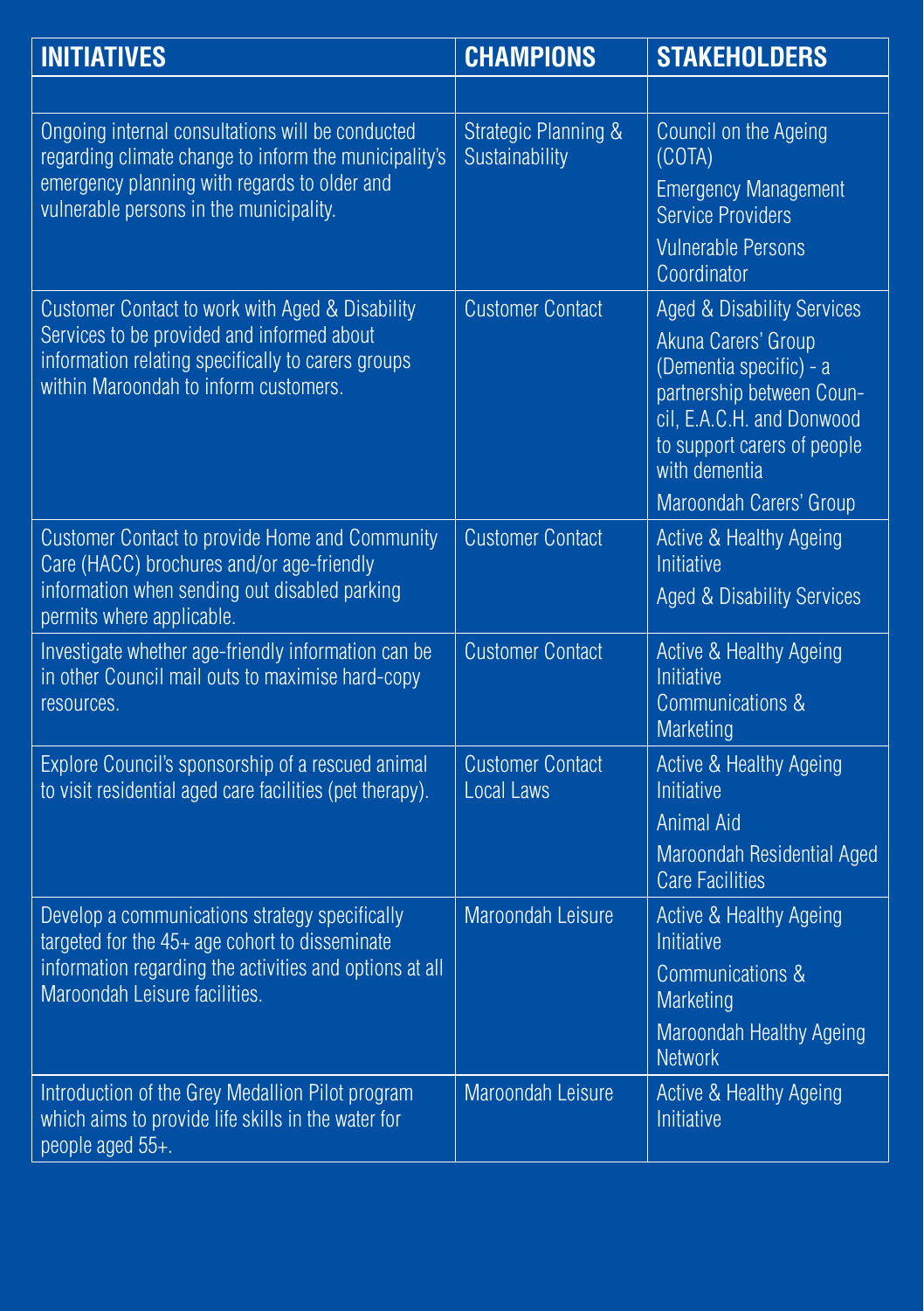| INITIATIVES | CHAMPIONS | STAKEHOLDERS |
|---|---|---|
| | | |
| Ongoing internal consultations will be conducted regarding climate change to inform the municipality's emergency planning with regards to older and vulnerable persons in the municipality. | Strategic Planning & Sustainability | Council on the Ageing (COTA)<br>Emergency Management Service Providers<br>Vulnerable Persons Coordinator |
| Customer Contact to work with Aged & Disability Services to be provided and informed about information relating specifically to carers groups within Maroondah to inform customers. | Customer Contact | Aged & Disability Services<br>Akuna Carers' Group (Dementia specific) - a partnership between Council, E.A.C.H. and Donwood to support carers of people with dementia<br>Maroondah Carers' Group |
| Customer Contact to provide Home and Community Care (HACC) brochures and/or age-friendly information when sending out disabled parking permits where applicable. | Customer Contact | Active & Healthy Ageing Initiative<br>Aged & Disability Services |
| Investigate whether age-friendly information can be in other Council mail outs to maximise hard-copy resources. | Customer Contact | Active & Healthy Ageing Initiative<br>Communications & Marketing |
| Explore Council's sponsorship of a rescued animal to visit residential aged care facilities (pet therapy). | Customer Contact<br>Local Laws | Active & Healthy Ageing Initiative<br>Animal Aid<br>Maroondah Residential Aged Care Facilities |
| Develop a communications strategy specifically targeted for the 45+ age cohort to disseminate information regarding the activities and options at all Maroondah Leisure facilities. | Maroondah Leisure | Active & Healthy Ageing Initiative<br>Communications & Marketing<br>Maroondah Healthy Ageing Network |
| Introduction of the Grey Medallion Pilot program which aims to provide life skills in the water for people aged 55+. | Maroondah Leisure | Active & Healthy Ageing Initiative |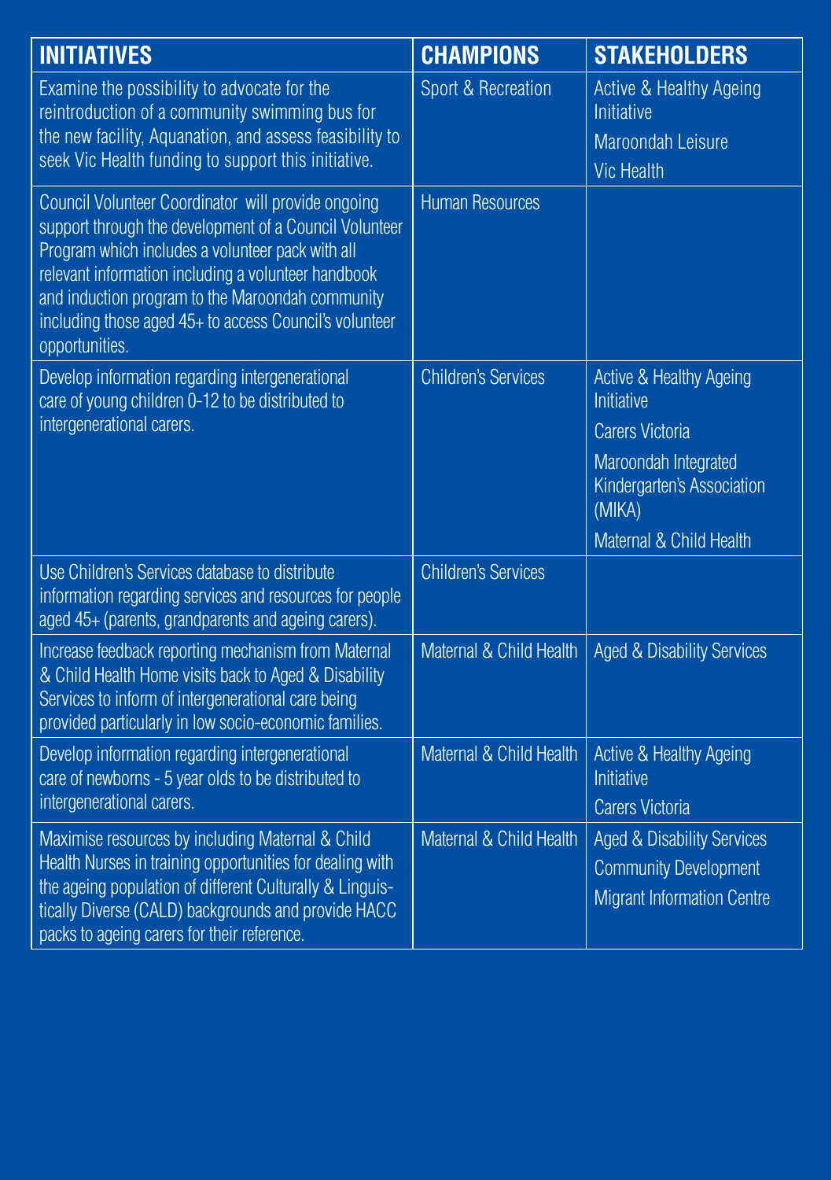| INITIATIVES | CHAMPIONS | STAKEHOLDERS |
| --- | --- | --- |
| Examine the possibility to advocate for the reintroduction of a community swimming bus for the new facility, Aquanation, and assess feasibility to seek Vic Health funding to support this initiative. | Sport & Recreation | Active & Healthy Ageing Initiative<br>Maroondah Leisure<br>Vic Health |
| Council Volunteer Coordinator will provide ongoing support through the development of a Council Volunteer Program which includes a volunteer pack with all relevant information including a volunteer handbook and induction program to the Maroondah community including those aged 45+ to access Council's volunteer opportunities. | Human Resources | |
| Develop information regarding intergenerational care of young children 0-12 to be distributed to intergenerational carers. | Children's Services | Active & Healthy Ageing Initiative<br>Carers Victoria<br>Maroondah Integrated Kindergarten's Association (MIKA)<br>Maternal & Child Health |
| Use Children's Services database to distribute information regarding services and resources for people aged 45+ (parents, grandparents and ageing carers). | Children's Services | |
| Increase feedback reporting mechanism from Maternal & Child Health Home visits back to Aged & Disability Services to inform of intergenerational care being provided particularly in low socio-economic families. | Maternal & Child Health | Aged & Disability Services |
| Develop information regarding intergenerational care of newborns - 5 year olds to be distributed to intergenerational carers. | Maternal & Child Health | Active & Healthy Ageing Initiative<br>Carers Victoria |
| Maximise resources by including Maternal & Child Health Nurses in training opportunities for dealing with the ageing population of different Culturally & Linguistically Diverse (CALD) backgrounds and provide HACC packs to ageing carers for their reference. | Maternal & Child Health | Aged & Disability Services<br>Community Development<br>Migrant Information Centre |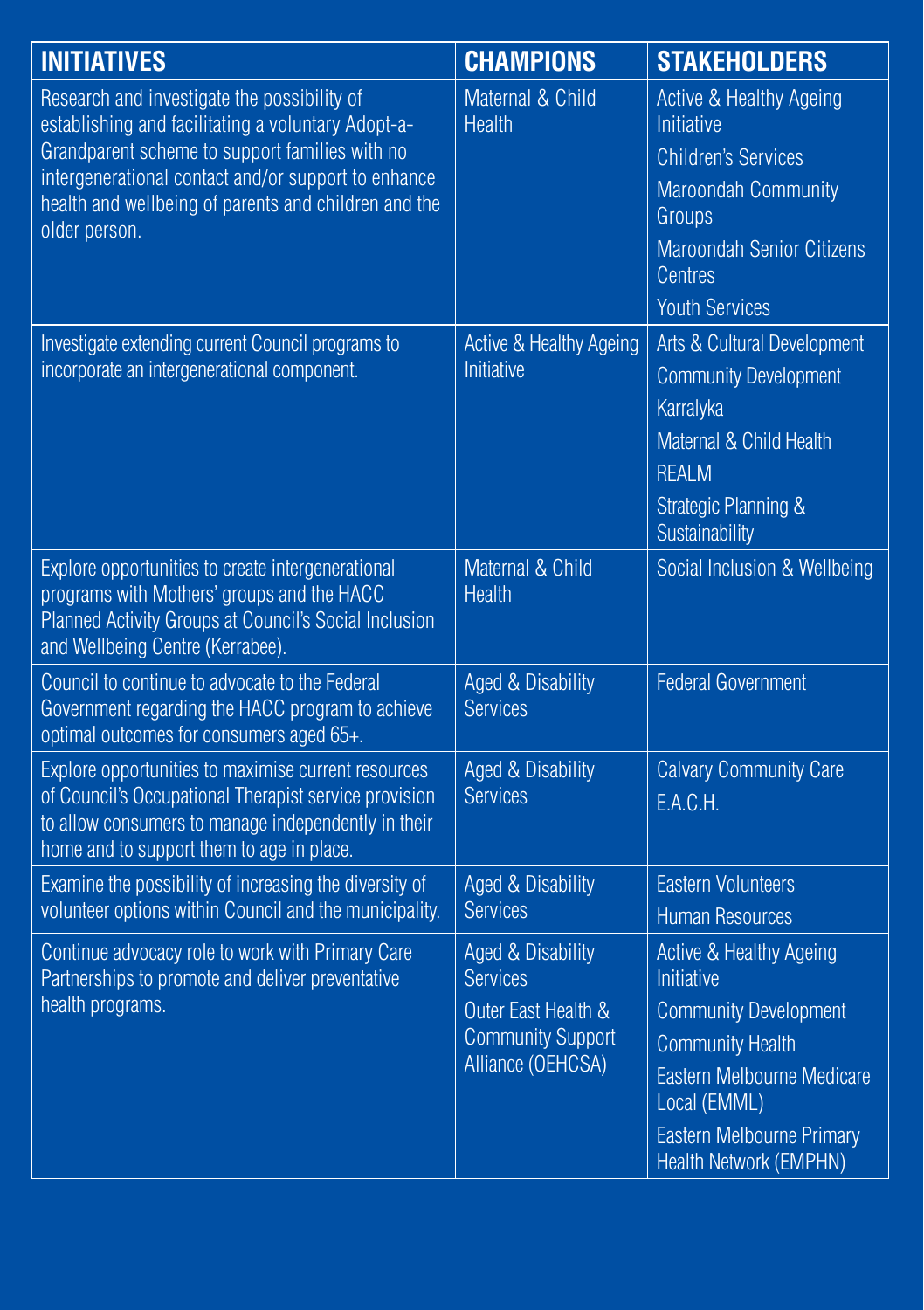| INITIATIVES | CHAMPIONS | STAKEHOLDERS |
|---|---|---|
| Research and investigate the possibility of establishing and facilitating a voluntary Adopt-a-Grandparent scheme to support families with no intergenerational contact and/or support to enhance health and wellbeing of parents and children and the older person. | Maternal & Child Health | Active & Healthy Ageing Initiative<br>Children's Services<br>Maroondah Community Groups<br>Maroondah Senior Citizens Centres<br>Youth Services |
| Investigate extending current Council programs to incorporate an intergenerational component. | Active & Healthy Ageing Initiative | Arts & Cultural Development<br>Community Development<br>Karralyka<br>Maternal & Child Health<br>REALM<br>Strategic Planning & Sustainability |
| Explore opportunities to create intergenerational programs with Mothers' groups and the HACC Planned Activity Groups at Council's Social Inclusion and Wellbeing Centre (Kerrabee). | Maternal & Child Health | Social Inclusion & Wellbeing |
| Council to continue to advocate to the Federal Government regarding the HACC program to achieve optimal outcomes for consumers aged 65+. | Aged & Disability Services | Federal Government |
| Explore opportunities to maximise current resources of Council's Occupational Therapist service provision to allow consumers to manage independently in their home and to support them to age in place. | Aged & Disability Services | Calvary Community Care<br>E.A.C.H. |
| Examine the possibility of increasing the diversity of volunteer options within Council and the municipality. | Aged & Disability Services | Eastern Volunteers<br>Human Resources |
| Continue advocacy role to work with Primary Care Partnerships to promote and deliver preventative health programs. | Aged & Disability Services<br>Outer East Health & Community Support Alliance (OEHCSA) | Active & Healthy Ageing Initiative<br>Community Development<br>Community Health<br>Eastern Melbourne Medicare Local (EMML)<br>Eastern Melbourne Primary Health Network (EMPHN) |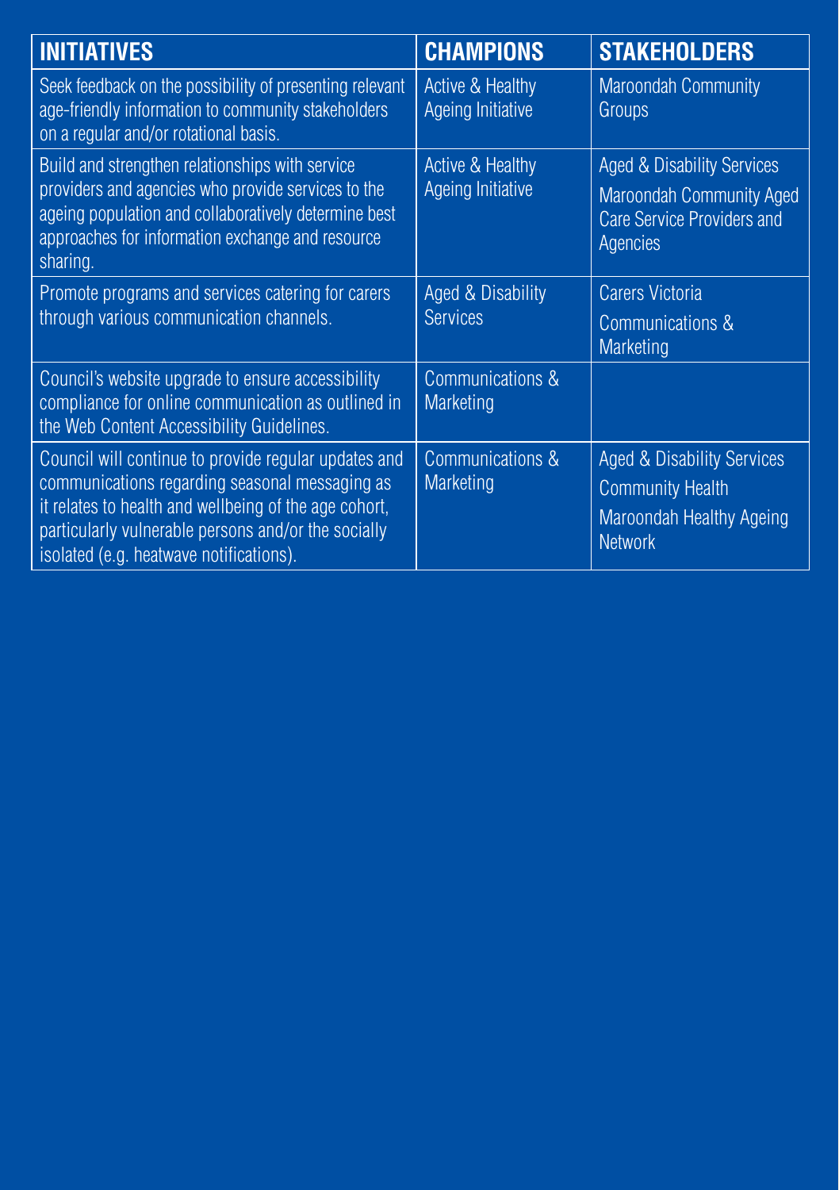| INITIATIVES | CHAMPIONS | STAKEHOLDERS |
|---|---|---|
| Seek feedback on the possibility of presenting relevant age-friendly information to community stakeholders on a regular and/or rotational basis. | Active & Healthy Ageing Initiative | Maroondah Community Groups |
| Build and strengthen relationships with service providers and agencies who provide services to the ageing population and collaboratively determine best approaches for information exchange and resource sharing. | Active & Healthy Ageing Initiative | Aged & Disability Services<br>Maroondah Community Aged Care Service Providers and Agencies |
| Promote programs and services catering for carers through various communication channels. | Aged & Disability Services | Carers Victoria<br>Communications & Marketing |
| Council's website upgrade to ensure accessibility compliance for online communication as outlined in the Web Content Accessibility Guidelines. | Communications & Marketing | |
| Council will continue to provide regular updates and communications regarding seasonal messaging as it relates to health and wellbeing of the age cohort, particularly vulnerable persons and/or the socially isolated (e.g. heatwave notifications). | Communications & Marketing | Aged & Disability Services<br>Community Health<br>Maroondah Healthy Ageing Network |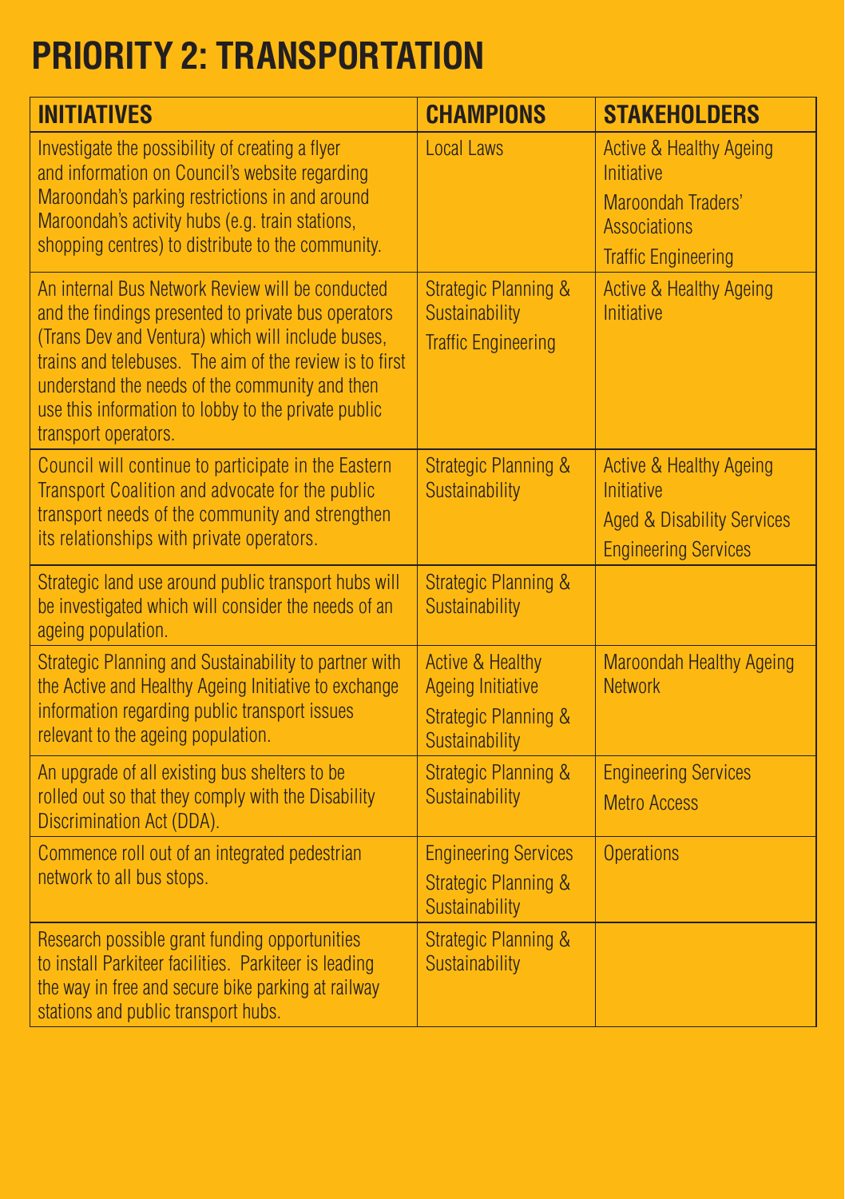# PRIORITY 2: TRANSPORTATION

| INITIATIVES | CHAMPIONS | STAKEHOLDERS |
|---|---|---|
| Investigate the possibility of creating a flyer and information on Council's website regarding Maroondah's parking restrictions in and around Maroondah's activity hubs (e.g. train stations, shopping centres) to distribute to the community. | Local Laws | Active & Healthy Ageing Initiative<br>Maroondah Traders' Associations<br>Traffic Engineering |
| An internal Bus Network Review will be conducted and the findings presented to private bus operators (Trans Dev and Ventura) which will include buses, trains and telebuses. The aim of the review is to first understand the needs of the community and then use this information to lobby to the private public transport operators. | Strategic Planning & Sustainability<br>Traffic Engineering | Active & Healthy Ageing Initiative |
| Council will continue to participate in the Eastern Transport Coalition and advocate for the public transport needs of the community and strengthen its relationships with private operators. | Strategic Planning & Sustainability | Active & Healthy Ageing Initiative<br>Aged & Disability Services<br>Engineering Services |
| Strategic land use around public transport hubs will be investigated which will consider the needs of an ageing population. | Strategic Planning & Sustainability | |
| Strategic Planning and Sustainability to partner with the Active and Healthy Ageing Initiative to exchange information regarding public transport issues relevant to the ageing population. | Active & Healthy Ageing Initiative<br>Strategic Planning & Sustainability | Maroondah Healthy Ageing Network |
| An upgrade of all existing bus shelters to be rolled out so that they comply with the Disability Discrimination Act (DDA). | Strategic Planning & Sustainability | Engineering Services<br>Metro Access |
| Commence roll out of an integrated pedestrian network to all bus stops. | Engineering Services<br>Strategic Planning & Sustainability | Operations |
| Research possible grant funding opportunities to install Parkiteer facilities. Parkiteer is leading the way in free and secure bike parking at railway stations and public transport hubs. | Strategic Planning & Sustainability | |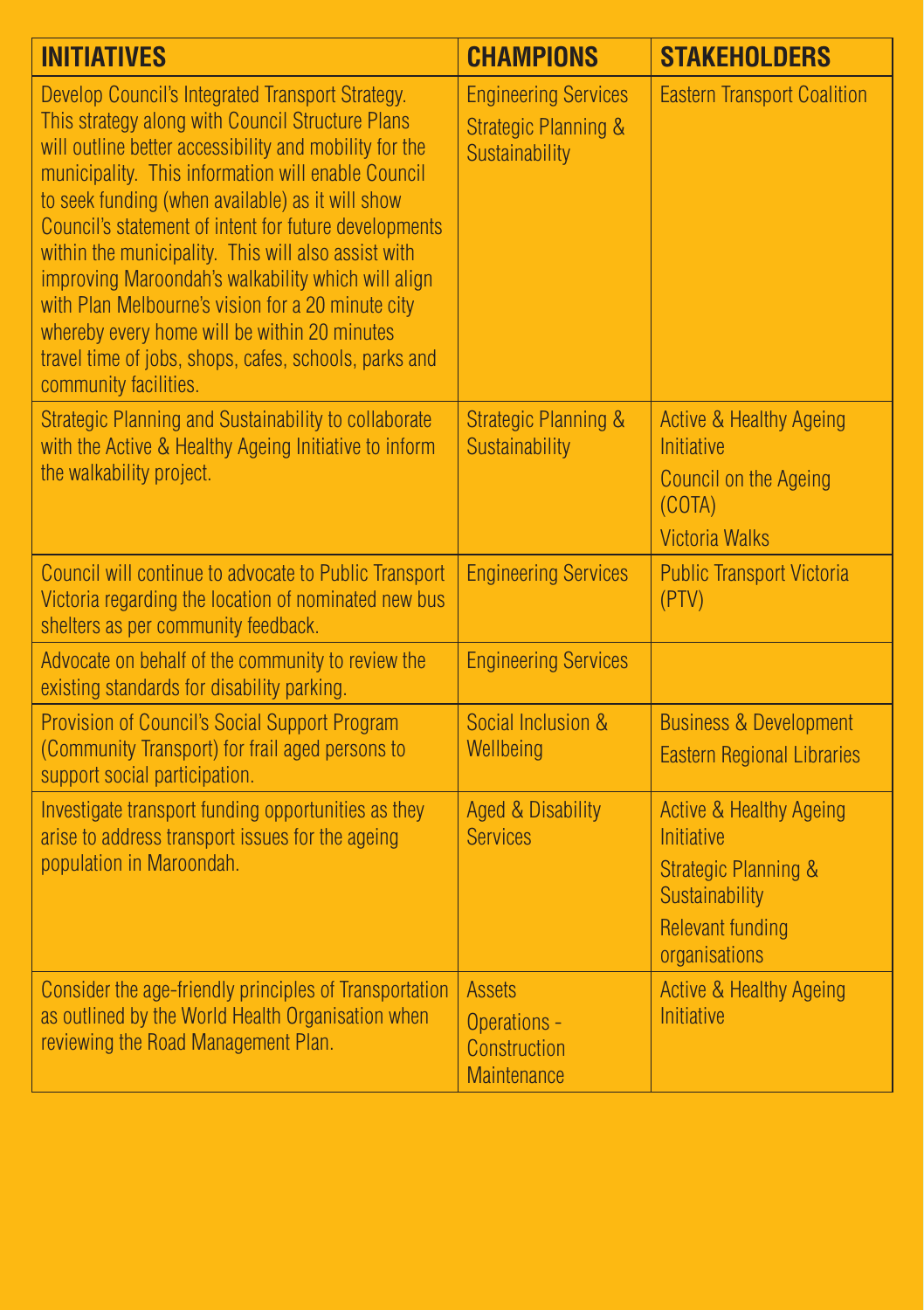| INITIATIVES | CHAMPIONS | STAKEHOLDERS |
|---|---|---|
| Develop Council's Integrated Transport Strategy. This strategy along with Council Structure Plans will outline better accessibility and mobility for the municipality. This information will enable Council to seek funding (when available) as it will show Council's statement of intent for future developments within the municipality. This will also assist with improving Maroondah's walkability which will align with Plan Melbourne's vision for a 20 minute city whereby every home will be within 20 minutes travel time of jobs, shops, cafes, schools, parks and community facilities. | Engineering Services<br>Strategic Planning & Sustainability | Eastern Transport Coalition |
| Strategic Planning and Sustainability to collaborate with the Active & Healthy Ageing Initiative to inform the walkability project. | Strategic Planning & Sustainability | Active & Healthy Ageing Initiative<br>Council on the Ageing (COTA)<br>Victoria Walks |
| Council will continue to advocate to Public Transport Victoria regarding the location of nominated new bus shelters as per community feedback. | Engineering Services | Public Transport Victoria (PTV) |
| Advocate on behalf of the community to review the existing standards for disability parking. | Engineering Services | |
| Provision of Council's Social Support Program (Community Transport) for frail aged persons to support social participation. | Social Inclusion & Wellbeing | Business & Development<br>Eastern Regional Libraries |
| Investigate transport funding opportunities as they arise to address transport issues for the ageing population in Maroondah. | Aged & Disability Services | Active & Healthy Ageing Initiative<br>Strategic Planning & Sustainability<br>Relevant funding organisations |
| Consider the age-friendly principles of Transportation as outlined by the World Health Organisation when reviewing the Road Management Plan. | Assets<br>Operations - Construction Maintenance | Active & Healthy Ageing Initiative |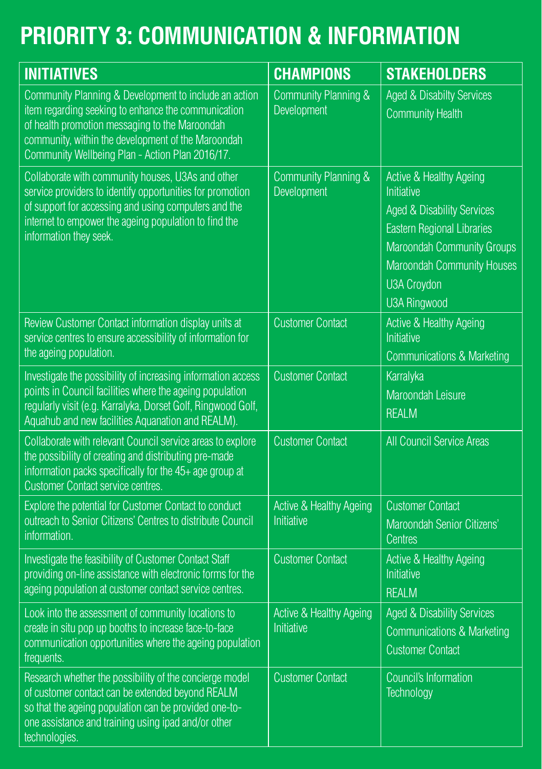# PRIORITY 3: COMMUNICATION & INFORMATION

| INITIATIVES | CHAMPIONS | STAKEHOLDERS |
|---|---|---|
| Community Planning & Development to include an action item regarding seeking to enhance the communication of health promotion messaging to the Maroondah community, within the development of the Maroondah Community Wellbeing Plan - Action Plan 2016/17. | Community Planning & Development | Aged & Disabilty Services<br>Community Health |
| Collaborate with community houses, U3As and other service providers to identify opportunities for promotion of support for accessing and using computers and the internet to empower the ageing population to find the information they seek. | Community Planning & Development | Active & Healthy Ageing Initiative<br>Aged & Disability Services<br>Eastern Regional Libraries<br>Maroondah Community Groups<br>Maroondah Community Houses<br>U3A Croydon<br>U3A Ringwood |
| Review Customer Contact information display units at service centres to ensure accessibility of information for the ageing population. | Customer Contact | Active & Healthy Ageing Initiative<br>Communications & Marketing |
| Investigate the possibility of increasing information access points in Council facilities where the ageing population regularly visit (e.g. Karralyka, Dorset Golf, Ringwood Golf, Aquahub and new facilities Aquanation and REALM). | Customer Contact | Karralyka<br>Maroondah Leisure<br>REALM |
| Collaborate with relevant Council service areas to explore the possibility of creating and distributing pre-made information packs specifically for the 45+ age group at Customer Contact service centres. | Customer Contact | All Council Service Areas |
| Explore the potential for Customer Contact to conduct outreach to Senior Citizens' Centres to distribute Council information. | Active & Healthy Ageing Initiative | Customer Contact<br>Maroondah Senior Citizens' Centres |
| Investigate the feasibility of Customer Contact Staff providing on-line assistance with electronic forms for the ageing population at customer contact service centres. | Customer Contact | Active & Healthy Ageing Initiative<br>REALM |
| Look into the assessment of community locations to create in situ pop up booths to increase face-to-face communication opportunities where the ageing population frequents. | Active & Healthy Ageing Initiative | Aged & Disability Services<br>Communications & Marketing<br>Customer Contact |
| Research whether the possibility of the concierge model of customer contact can be extended beyond REALM so that the ageing population can be provided one-to-one assistance and training using ipad and/or other technologies. | Customer Contact | Council's Information Technology |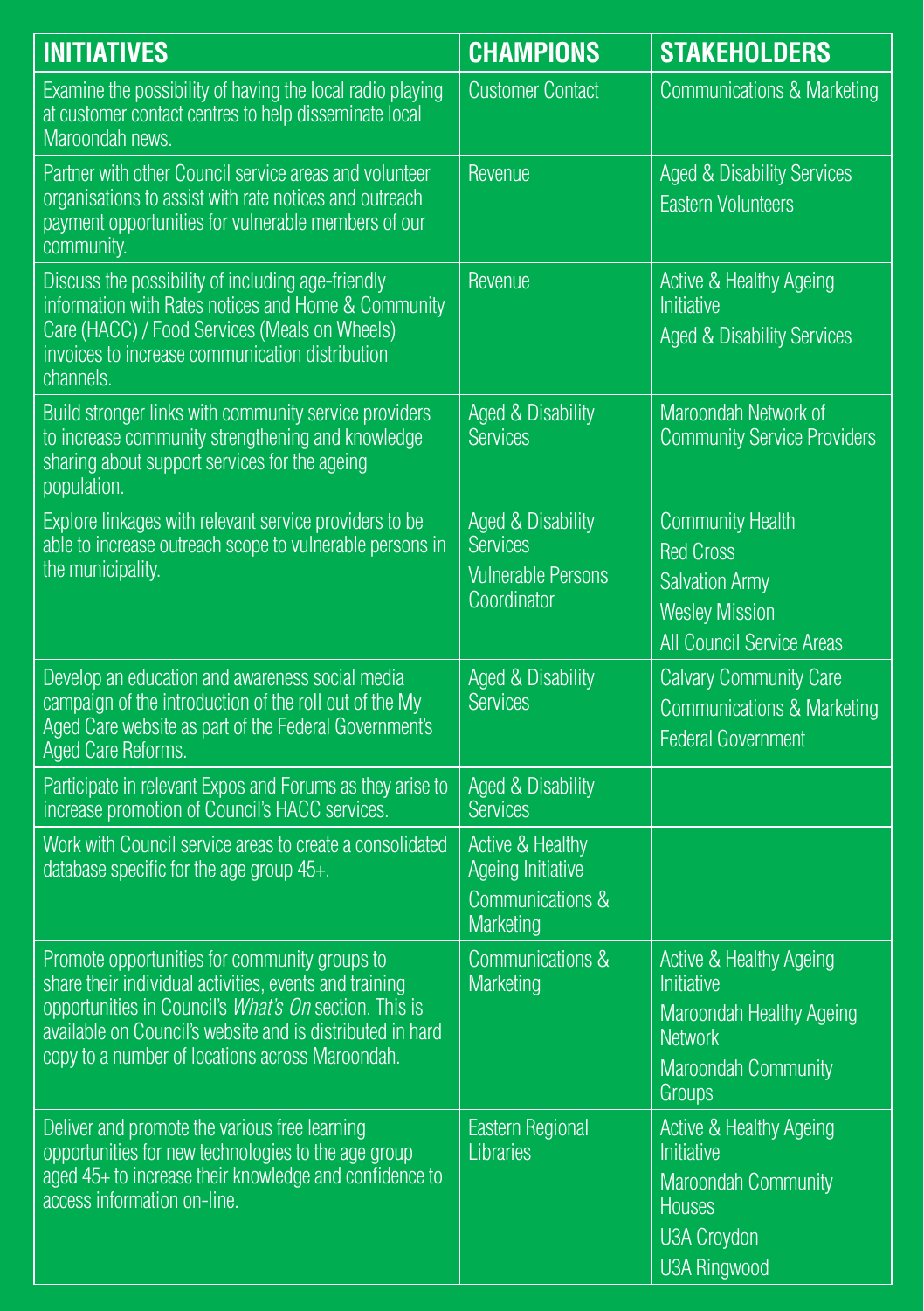| INITIATIVES | CHAMPIONS | STAKEHOLDERS |
|---|---|---|
| Examine the possibility of having the local radio playing at customer contact centres to help disseminate local Maroondah news. | Customer Contact | Communications & Marketing |
| Partner with other Council service areas and volunteer organisations to assist with rate notices and outreach payment opportunities for vulnerable members of our community. | Revenue | Aged & Disability Services<br>Eastern Volunteers |
| Discuss the possibility of including age-friendly information with Rates notices and Home & Community Care (HACC) / Food Services (Meals on Wheels) invoices to increase communication distribution channels. | Revenue | Active & Healthy Ageing Initiative<br>Aged & Disability Services |
| Build stronger links with community service providers to increase community strengthening and knowledge sharing about support services for the ageing population. | Aged & Disability Services | Maroondah Network of Community Service Providers |
| Explore linkages with relevant service providers to be able to increase outreach scope to vulnerable persons in the municipality. | Aged & Disability Services<br>Vulnerable Persons Coordinator | Community Health<br>Red Cross<br>Salvation Army<br>Wesley Mission<br>All Council Service Areas |
| Develop an education and awareness social media campaign of the introduction of the roll out of the My Aged Care website as part of the Federal Government's Aged Care Reforms. | Aged & Disability Services | Calvary Community Care<br>Communications & Marketing<br>Federal Government |
| Participate in relevant Expos and Forums as they arise to increase promotion of Council's HACC services. | Aged & Disability Services | |
| Work with Council service areas to create a consolidated database specific for the age group 45+. | Active & Healthy Ageing Initiative<br>Communications & Marketing | |
| Promote opportunities for community groups to share their individual activities, events and training opportunities in Council's *What's On* section. This is available on Council's website and is distributed in hard copy to a number of locations across Maroondah. | Communications & Marketing | Active & Healthy Ageing Initiative<br>Maroondah Healthy Ageing Network<br>Maroondah Community Groups |
| Deliver and promote the various free learning opportunities for new technologies to the age group aged 45+ to increase their knowledge and confidence to access information on-line. | Eastern Regional Libraries | Active & Healthy Ageing Initiative<br>Maroondah Community Houses<br>U3A Croydon<br>U3A Ringwood |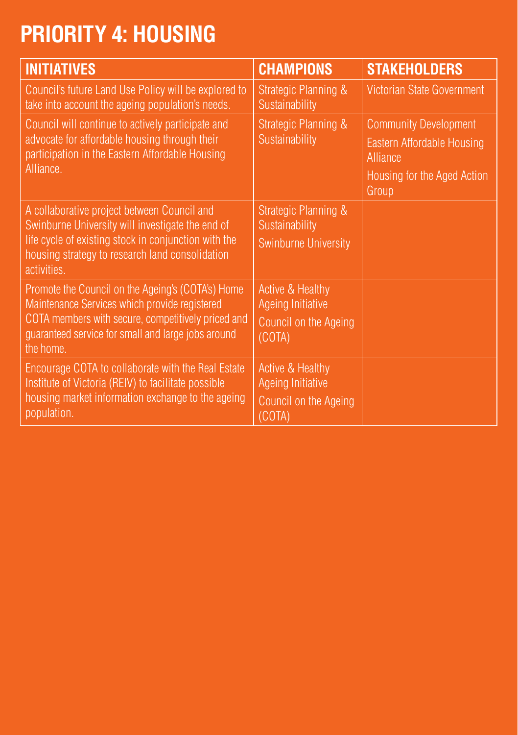# PRIORITY 4: HOUSING

| INITIATIVES | CHAMPIONS | STAKEHOLDERS |
| --- | --- | --- |
| Council's future Land Use Policy will be explored to take into account the ageing population's needs. | Strategic Planning & Sustainability | Victorian State Government |
| Council will continue to actively participate and advocate for affordable housing through their participation in the Eastern Affordable Housing Alliance. | Strategic Planning & Sustainability | Community Development<br>Eastern Affordable Housing Alliance<br>Housing for the Aged Action Group |
| A collaborative project between Council and Swinburne University will investigate the end of life cycle of existing stock in conjunction with the housing strategy to research land consolidation activities. | Strategic Planning & Sustainability<br>Swinburne University | |
| Promote the Council on the Ageing's (COTA's) Home Maintenance Services which provide registered COTA members with secure, competitively priced and guaranteed service for small and large jobs around the home. | Active & Healthy Ageing Initiative<br>Council on the Ageing (COTA) | |
| Encourage COTA to collaborate with the Real Estate Institute of Victoria (REIV) to facilitate possible housing market information exchange to the ageing population. | Active & Healthy Ageing Initiative<br>Council on the Ageing (COTA) | |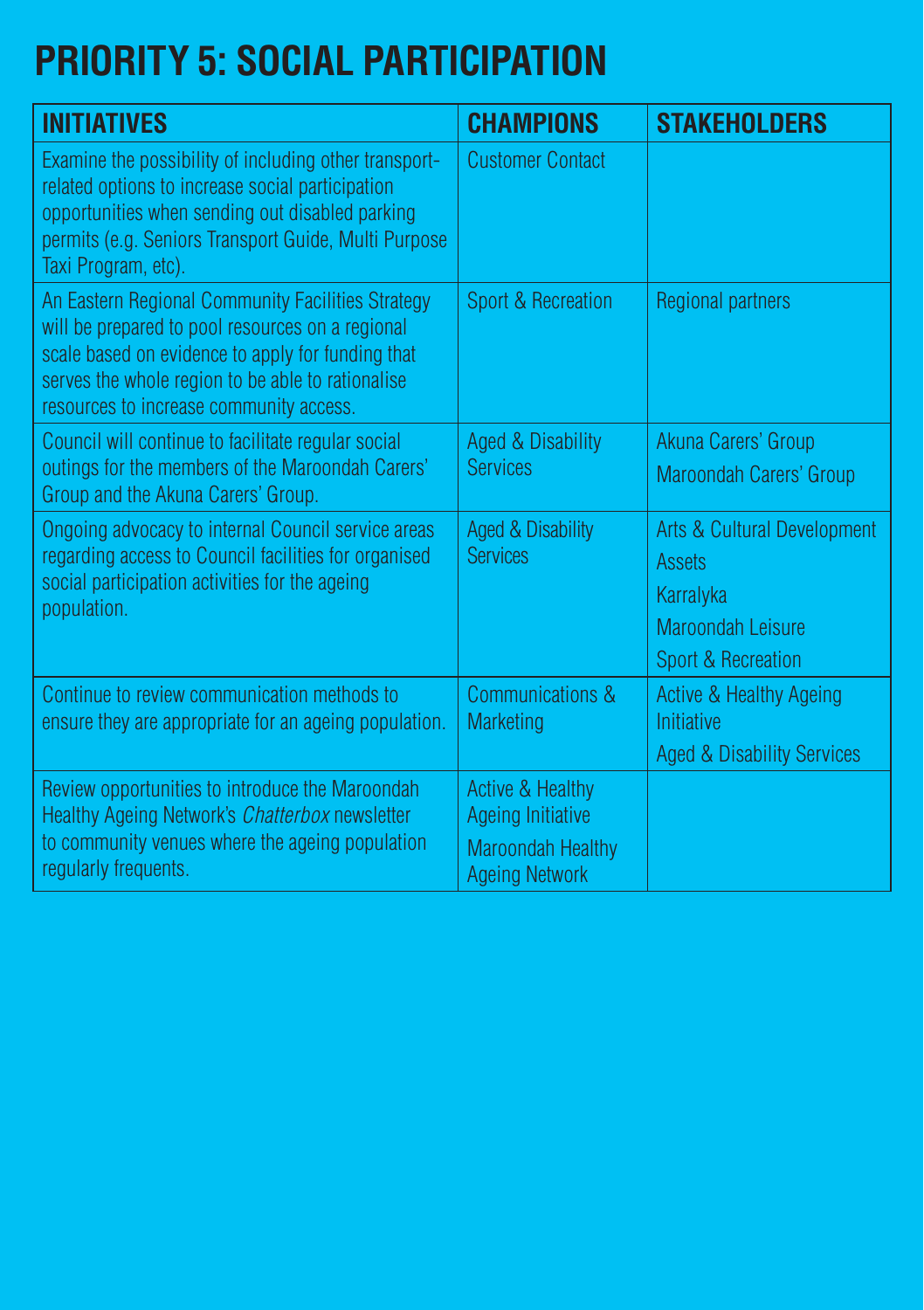# PRIORITY 5: SOCIAL PARTICIPATION

| INITIATIVES | CHAMPIONS | STAKEHOLDERS |
|---|---|---|
| Examine the possibility of including other transport-related options to increase social participation opportunities when sending out disabled parking permits (e.g. Seniors Transport Guide, Multi Purpose Taxi Program, etc). | Customer Contact | |
| An Eastern Regional Community Facilities Strategy will be prepared to pool resources on a regional scale based on evidence to apply for funding that serves the whole region to be able to rationalise resources to increase community access. | Sport & Recreation | Regional partners |
| Council will continue to facilitate regular social outings for the members of the Maroondah Carers' Group and the Akuna Carers' Group. | Aged & Disability Services | Akuna Carers' Group<br>Maroondah Carers' Group |
| Ongoing advocacy to internal Council service areas regarding access to Council facilities for organised social participation activities for the ageing population. | Aged & Disability Services | Arts & Cultural Development<br>Assets<br>Karralyka<br>Maroondah Leisure<br>Sport & Recreation |
| Continue to review communication methods to ensure they are appropriate for an ageing population. | Communications & Marketing | Active & Healthy Ageing Initiative<br>Aged & Disability Services |
| Review opportunities to introduce the Maroondah Healthy Ageing Network's *Chatterbox* newsletter to community venues where the ageing population regularly frequents. | Active & Healthy Ageing Initiative<br>Maroondah Healthy Ageing Network | |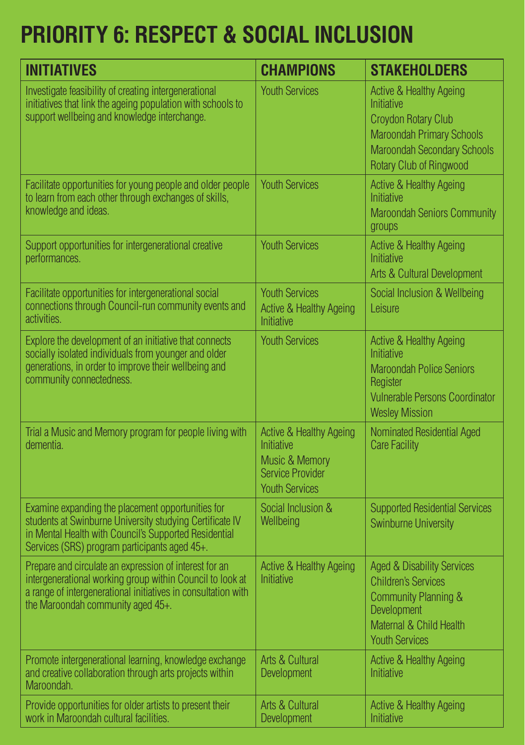# PRIORITY 6: RESPECT & SOCIAL INCLUSION

| INITIATIVES | CHAMPIONS | STAKEHOLDERS |
|---|---|---|
| Investigate feasibility of creating intergenerational initiatives that link the ageing population with schools to support wellbeing and knowledge interchange. | Youth Services | Active & Healthy Ageing Initiative<br>Croydon Rotary Club<br>Maroondah Primary Schools<br>Maroondah Secondary Schools<br>Rotary Club of Ringwood |
| Facilitate opportunities for young people and older people to learn from each other through exchanges of skills, knowledge and ideas. | Youth Services | Active & Healthy Ageing Initiative<br>Maroondah Seniors Community groups |
| Support opportunities for intergenerational creative performances. | Youth Services | Active & Healthy Ageing Initiative<br>Arts & Cultural Development |
| Facilitate opportunities for intergenerational social connections through Council-run community events and activities. | Youth Services<br>Active & Healthy Ageing Initiative | Social Inclusion & Wellbeing<br>Leisure |
| Explore the development of an initiative that connects socially isolated individuals from younger and older generations, in order to improve their wellbeing and community connectedness. | Youth Services | Active & Healthy Ageing Initiative<br>Maroondah Police Seniors Register<br>Vulnerable Persons Coordinator<br>Wesley Mission |
| Trial a Music and Memory program for people living with dementia. | Active & Healthy Ageing Initiative<br>Music & Memory Service Provider<br>Youth Services | Nominated Residential Aged Care Facility |
| Examine expanding the placement opportunities for students at Swinburne University studying Certificate IV in Mental Health with Council's Supported Residential Services (SRS) program participants aged 45+. | Social Inclusion & Wellbeing | Supported Residential Services<br>Swinburne University |
| Prepare and circulate an expression of interest for an intergenerational working group within Council to look at a range of intergenerational initiatives in consultation with the Maroondah community aged 45+. | Active & Healthy Ageing Initiative | Aged & Disability Services<br>Children's Services<br>Community Planning & Development<br>Maternal & Child Health<br>Youth Services |
| Promote intergenerational learning, knowledge exchange and creative collaboration through arts projects within Maroondah. | Arts & Cultural Development | Active & Healthy Ageing Initiative |
| Provide opportunities for older artists to present their work in Maroondah cultural facilities. | Arts & Cultural Development | Active & Healthy Ageing Initiative |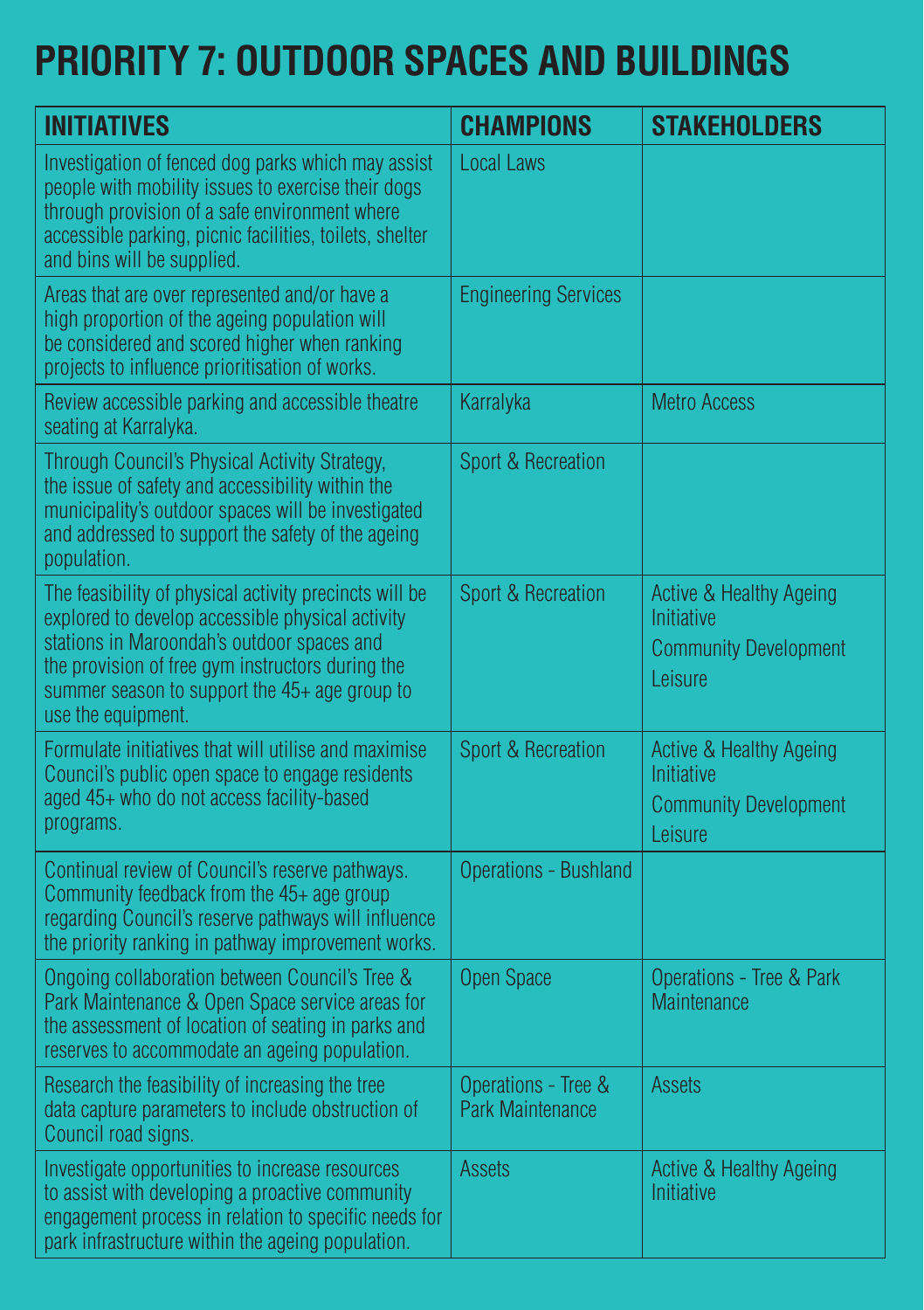# PRIORITY 7: OUTDOOR SPACES AND BUILDINGS

| INITIATIVES | CHAMPIONS | STAKEHOLDERS |
|---|---|---|
| Investigation of fenced dog parks which may assist people with mobility issues to exercise their dogs through provision of a safe environment where accessible parking, picnic facilities, toilets, shelter and bins will be supplied. | Local Laws | |
| Areas that are over represented and/or have a high proportion of the ageing population will be considered and scored higher when ranking projects to influence prioritisation of works. | Engineering Services | |
| Review accessible parking and accessible theatre seating at Karralyka. | Karralyka | Metro Access |
| Through Council's Physical Activity Strategy, the issue of safety and accessibility within the municipality's outdoor spaces will be investigated and addressed to support the safety of the ageing population. | Sport & Recreation | |
| The feasibility of physical activity precincts will be explored to develop accessible physical activity stations in Maroondah's outdoor spaces and the provision of free gym instructors during the summer season to support the 45+ age group to use the equipment. | Sport & Recreation | Active & Healthy Ageing Initiative<br>Community Development<br>Leisure |
| Formulate initiatives that will utilise and maximise Council's public open space to engage residents aged 45+ who do not access facility-based programs. | Sport & Recreation | Active & Healthy Ageing Initiative<br>Community Development<br>Leisure |
| Continual review of Council's reserve pathways. Community feedback from the 45+ age group regarding Council's reserve pathways will influence the priority ranking in pathway improvement works. | Operations - Bushland | |
| Ongoing collaboration between Council's Tree & Park Maintenance & Open Space service areas for the assessment of location of seating in parks and reserves to accommodate an ageing population. | Open Space | Operations - Tree & Park Maintenance |
| Research the feasibility of increasing the tree data capture parameters to include obstruction of Council road signs. | Operations - Tree & Park Maintenance | Assets |
| Investigate opportunities to increase resources to assist with developing a proactive community engagement process in relation to specific needs for park infrastructure within the ageing population. | Assets | Active & Healthy Ageing Initiative |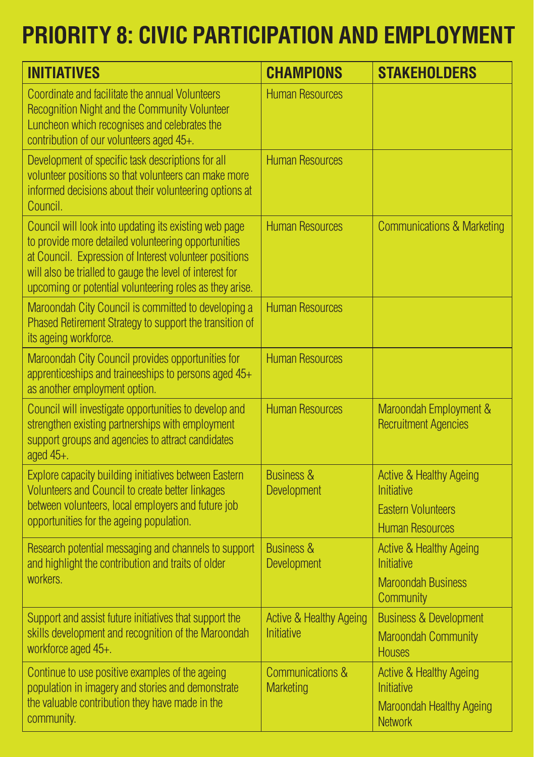# PRIORITY 8: CIVIC PARTICIPATION AND EMPLOYMENT

| INITIATIVES | CHAMPIONS | STAKEHOLDERS |
|---|---|---|
| Coordinate and facilitate the annual Volunteers Recognition Night and the Community Volunteer Luncheon which recognises and celebrates the contribution of our volunteers aged 45+. | Human Resources | |
| Development of specific task descriptions for all volunteer positions so that volunteers can make more informed decisions about their volunteering options at Council. | Human Resources | |
| Council will look into updating its existing web page to provide more detailed volunteering opportunities at Council. Expression of Interest volunteer positions will also be trialled to gauge the level of interest for upcoming or potential volunteering roles as they arise. | Human Resources | Communications & Marketing |
| Maroondah City Council is committed to developing a Phased Retirement Strategy to support the transition of its ageing workforce. | Human Resources | |
| Maroondah City Council provides opportunities for apprenticeships and traineeships to persons aged 45+ as another employment option. | Human Resources | |
| Council will investigate opportunities to develop and strengthen existing partnerships with employment support groups and agencies to attract candidates aged 45+. | Human Resources | Maroondah Employment & Recruitment Agencies |
| Explore capacity building initiatives between Eastern Volunteers and Council to create better linkages between volunteers, local employers and future job opportunities for the ageing population. | Business & Development | Active & Healthy Ageing Initiative<br>Eastern Volunteers<br>Human Resources |
| Research potential messaging and channels to support and highlight the contribution and traits of older workers. | Business & Development | Active & Healthy Ageing Initiative<br>Maroondah Business Community |
| Support and assist future initiatives that support the skills development and recognition of the Maroondah workforce aged 45+. | Active & Healthy Ageing Initiative | Business & Development<br>Maroondah Community Houses |
| Continue to use positive examples of the ageing population in imagery and stories and demonstrate the valuable contribution they have made in the community. | Communications & Marketing | Active & Healthy Ageing Initiative<br>Maroondah Healthy Ageing Network |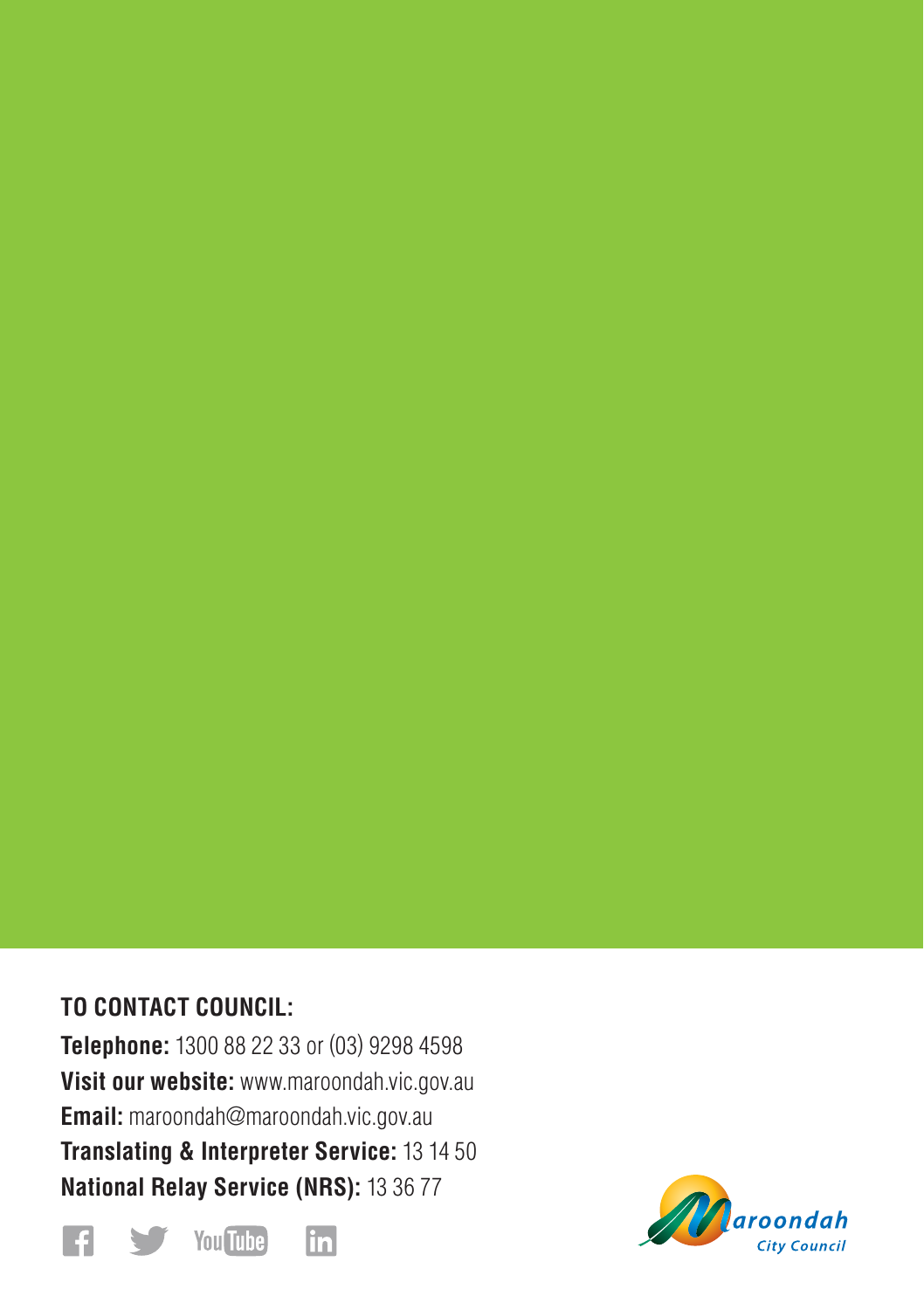**TO CONTACT COUNCIL:**

**Telephone:** 1300 88 22 33 or (03) 9298 4598
**Visit our website:** www.maroondah.vic.gov.au
**Email:** maroondah@maroondah.vic.gov.au
**Translating & Interpreter Service:** 13 14 50
**National Relay Service (NRS):** 13 36 77

Maroondah City Council